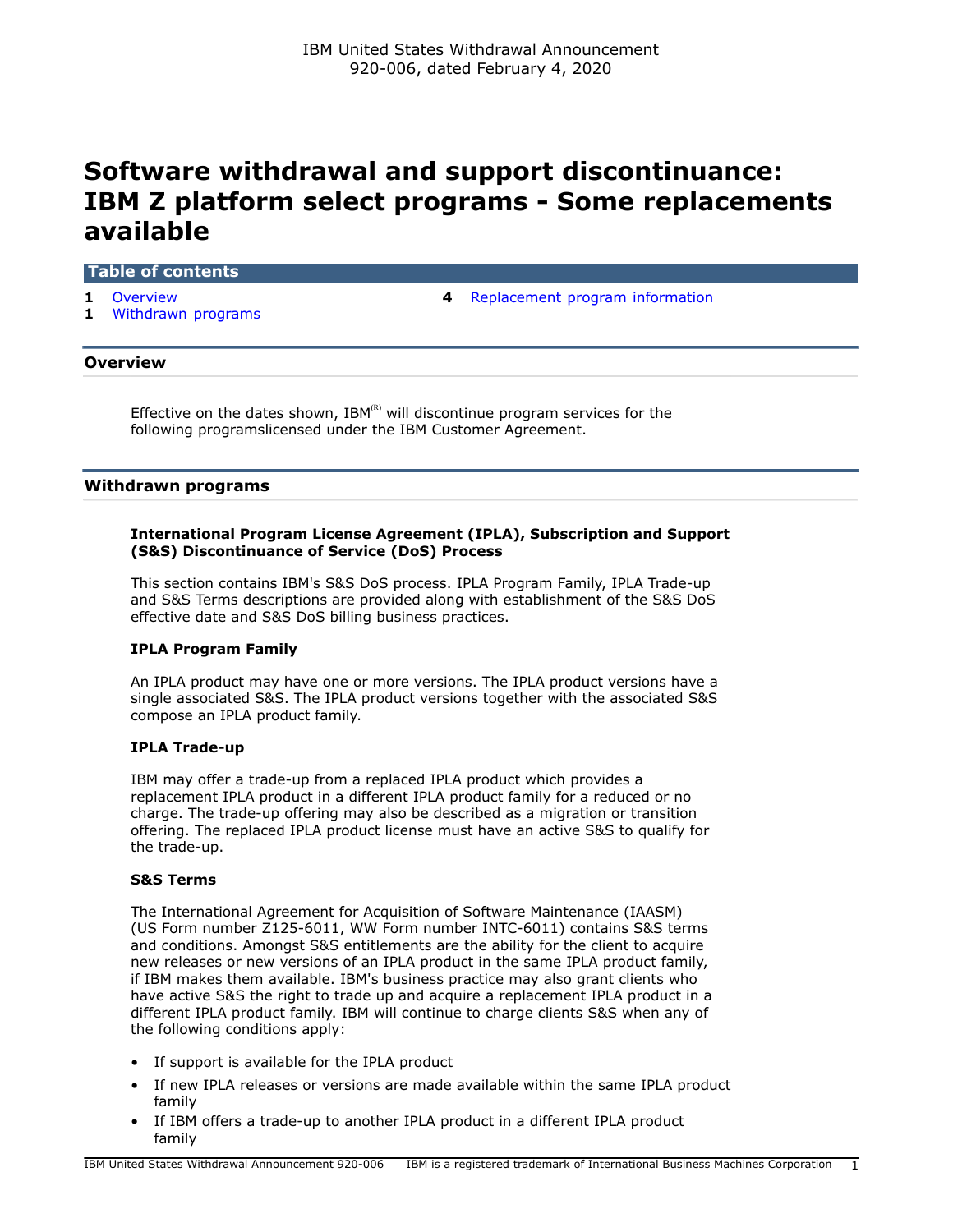IBM United States Withdrawal Announcement
920-006, dated February 4, 2020

# Software withdrawal and support discontinuance: IBM Z platform select programs - Some replacements available

**Table of contents**

- 1 Overview
- 1 Withdrawn programs
- 4 Replacement program information

## Overview

Effective on the dates shown, IBM(R) will discontinue program services for the following programslicensed under the IBM Customer Agreement.

## Withdrawn programs

**International Program License Agreement (IPLA), Subscription and Support (S&S) Discontinuance of Service (DoS) Process**

This section contains IBM's S&S DoS process. IPLA Program Family, IPLA Trade-up and S&S Terms descriptions are provided along with establishment of the S&S DoS effective date and S&S DoS billing business practices.

**IPLA Program Family**

An IPLA product may have one or more versions. The IPLA product versions have a single associated S&S. The IPLA product versions together with the associated S&S compose an IPLA product family.

**IPLA Trade-up**

IBM may offer a trade-up from a replaced IPLA product which provides a replacement IPLA product in a different IPLA product family for a reduced or no charge. The trade-up offering may also be described as a migration or transition offering. The replaced IPLA product license must have an active S&S to qualify for the trade-up.

**S&S Terms**

The International Agreement for Acquisition of Software Maintenance (IAASM) (US Form number Z125-6011, WW Form number INTC-6011) contains S&S terms and conditions. Amongst S&S entitlements are the ability for the client to acquire new releases or new versions of an IPLA product in the same IPLA product family, if IBM makes them available. IBM's business practice may also grant clients who have active S&S the right to trade up and acquire a replacement IPLA product in a different IPLA product family. IBM will continue to charge clients S&S when any of the following conditions apply:

- If support is available for the IPLA product
- If new IPLA releases or versions are made available within the same IPLA product family
- If IBM offers a trade-up to another IPLA product in a different IPLA product family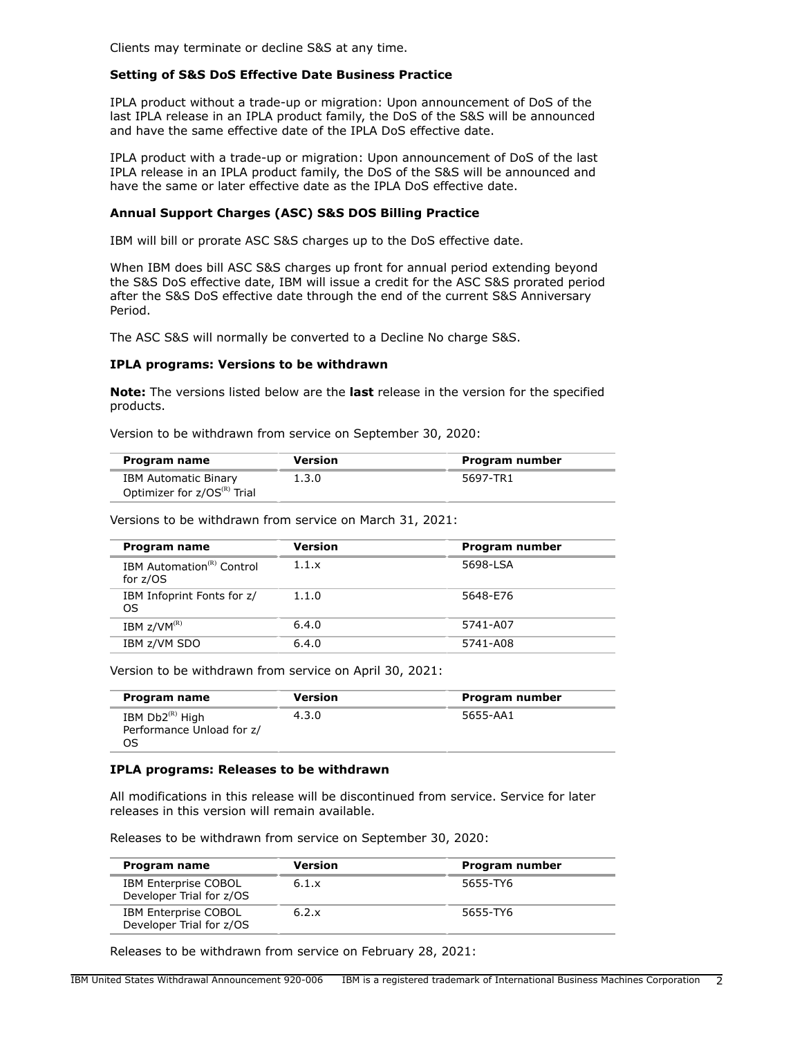Clients may terminate or decline S&S at any time.

**Setting of S&S DoS Effective Date Business Practice**

IPLA product without a trade-up or migration: Upon announcement of DoS of the last IPLA release in an IPLA product family, the DoS of the S&S will be announced and have the same effective date of the IPLA DoS effective date.

IPLA product with a trade-up or migration: Upon announcement of DoS of the last IPLA release in an IPLA product family, the DoS of the S&S will be announced and have the same or later effective date as the IPLA DoS effective date.

**Annual Support Charges (ASC) S&S DOS Billing Practice**

IBM will bill or prorate ASC S&S charges up to the DoS effective date.

When IBM does bill ASC S&S charges up front for annual period extending beyond the S&S DoS effective date, IBM will issue a credit for the ASC S&S prorated period after the S&S DoS effective date through the end of the current S&S Anniversary Period.

The ASC S&S will normally be converted to a Decline No charge S&S.

**IPLA programs: Versions to be withdrawn**

**Note:** The versions listed below are the **last** release in the version for the specified products.

Version to be withdrawn from service on September 30, 2020:

| Program name | Version | Program number |
|---|---|---|
| IBM Automatic Binary Optimizer for z/OS(R) Trial | 1.3.0 | 5697-TR1 |

Versions to be withdrawn from service on March 31, 2021:

| Program name | Version | Program number |
|---|---|---|
| IBM Automation(R) Control for z/OS | 1.1.x | 5698-LSA |
| IBM Infoprint Fonts for z/OS | 1.1.0 | 5648-E76 |
| IBM z/VM(R) | 6.4.0 | 5741-A07 |
| IBM z/VM SDO | 6.4.0 | 5741-A08 |

Version to be withdrawn from service on April 30, 2021:

| Program name | Version | Program number |
|---|---|---|
| IBM Db2(R) High Performance Unload for z/OS | 4.3.0 | 5655-AA1 |

**IPLA programs: Releases to be withdrawn**

All modifications in this release will be discontinued from service. Service for later releases in this version will remain available.

Releases to be withdrawn from service on September 30, 2020:

| Program name | Version | Program number |
|---|---|---|
| IBM Enterprise COBOL Developer Trial for z/OS | 6.1.x | 5655-TY6 |
| IBM Enterprise COBOL Developer Trial for z/OS | 6.2.x | 5655-TY6 |

Releases to be withdrawn from service on February 28, 2021: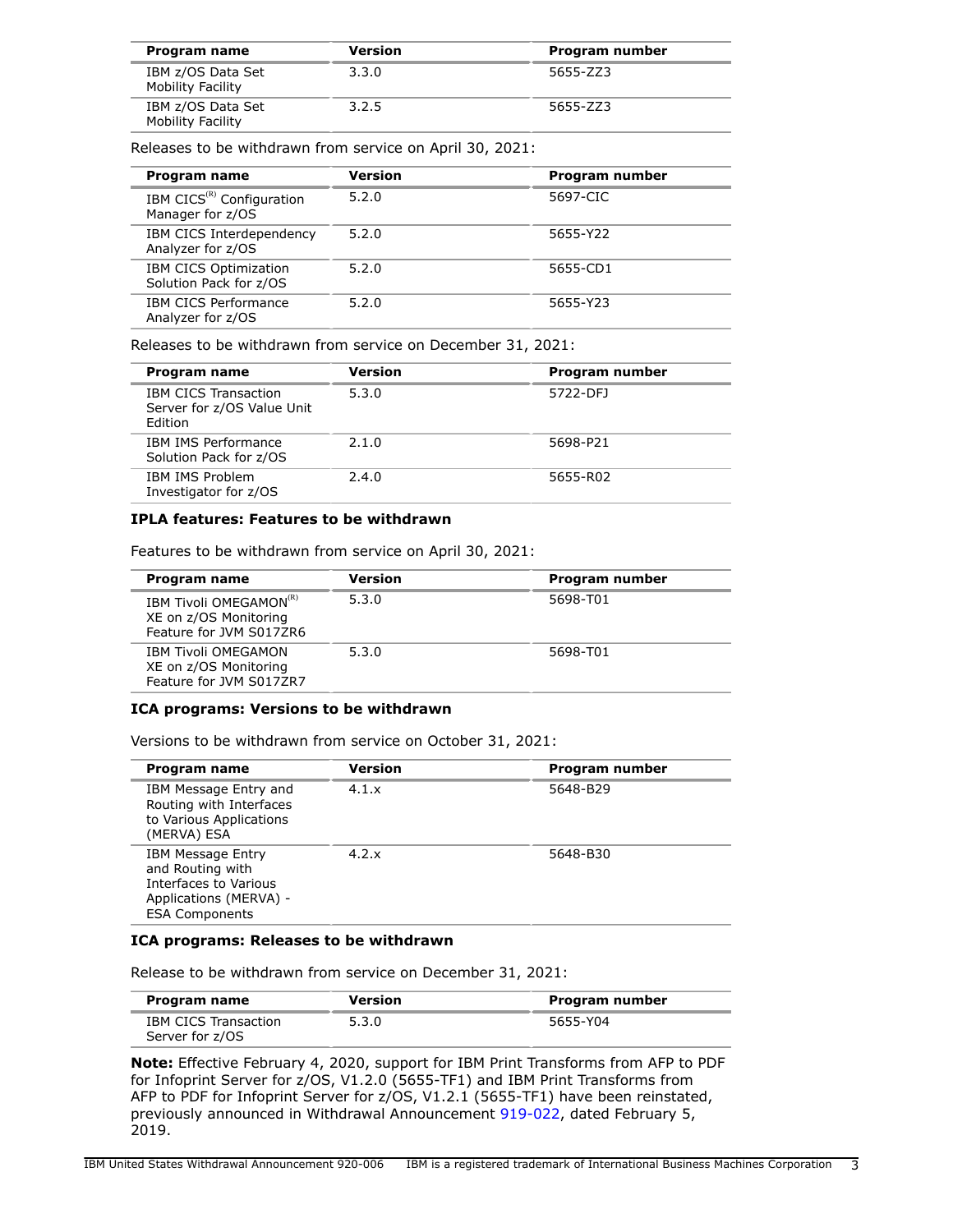| Program name | Version | Program number |
|---|---|---|
| IBM z/OS Data Set Mobility Facility | 3.3.0 | 5655-ZZ3 |
| IBM z/OS Data Set Mobility Facility | 3.2.5 | 5655-ZZ3 |

Releases to be withdrawn from service on April 30, 2021:

| Program name | Version | Program number |
|---|---|---|
| IBM CICS(R) Configuration Manager for z/OS | 5.2.0 | 5697-CIC |
| IBM CICS Interdependency Analyzer for z/OS | 5.2.0 | 5655-Y22 |
| IBM CICS Optimization Solution Pack for z/OS | 5.2.0 | 5655-CD1 |
| IBM CICS Performance Analyzer for z/OS | 5.2.0 | 5655-Y23 |

Releases to be withdrawn from service on December 31, 2021:

| Program name | Version | Program number |
|---|---|---|
| IBM CICS Transaction Server for z/OS Value Unit Edition | 5.3.0 | 5722-DFJ |
| IBM IMS Performance Solution Pack for z/OS | 2.1.0 | 5698-P21 |
| IBM IMS Problem Investigator for z/OS | 2.4.0 | 5655-R02 |

### IPLA features: Features to be withdrawn

Features to be withdrawn from service on April 30, 2021:

| Program name | Version | Program number |
|---|---|---|
| IBM Tivoli OMEGAMON(R) XE on z/OS Monitoring Feature for JVM S017ZR6 | 5.3.0 | 5698-T01 |
| IBM Tivoli OMEGAMON XE on z/OS Monitoring Feature for JVM S017ZR7 | 5.3.0 | 5698-T01 |

### ICA programs: Versions to be withdrawn

Versions to be withdrawn from service on October 31, 2021:

| Program name | Version | Program number |
|---|---|---|
| IBM Message Entry and Routing with Interfaces to Various Applications (MERVA) ESA | 4.1.x | 5648-B29 |
| IBM Message Entry and Routing with Interfaces to Various Applications (MERVA) - ESA Components | 4.2.x | 5648-B30 |

### ICA programs: Releases to be withdrawn

Release to be withdrawn from service on December 31, 2021:

| Program name | Version | Program number |
|---|---|---|
| IBM CICS Transaction Server for z/OS | 5.3.0 | 5655-Y04 |

**Note:** Effective February 4, 2020, support for IBM Print Transforms from AFP to PDF for Infoprint Server for z/OS, V1.2.0 (5655-TF1) and IBM Print Transforms from AFP to PDF for Infoprint Server for z/OS, V1.2.1 (5655-TF1) have been reinstated, previously announced in Withdrawal Announcement 919-022, dated February 5, 2019.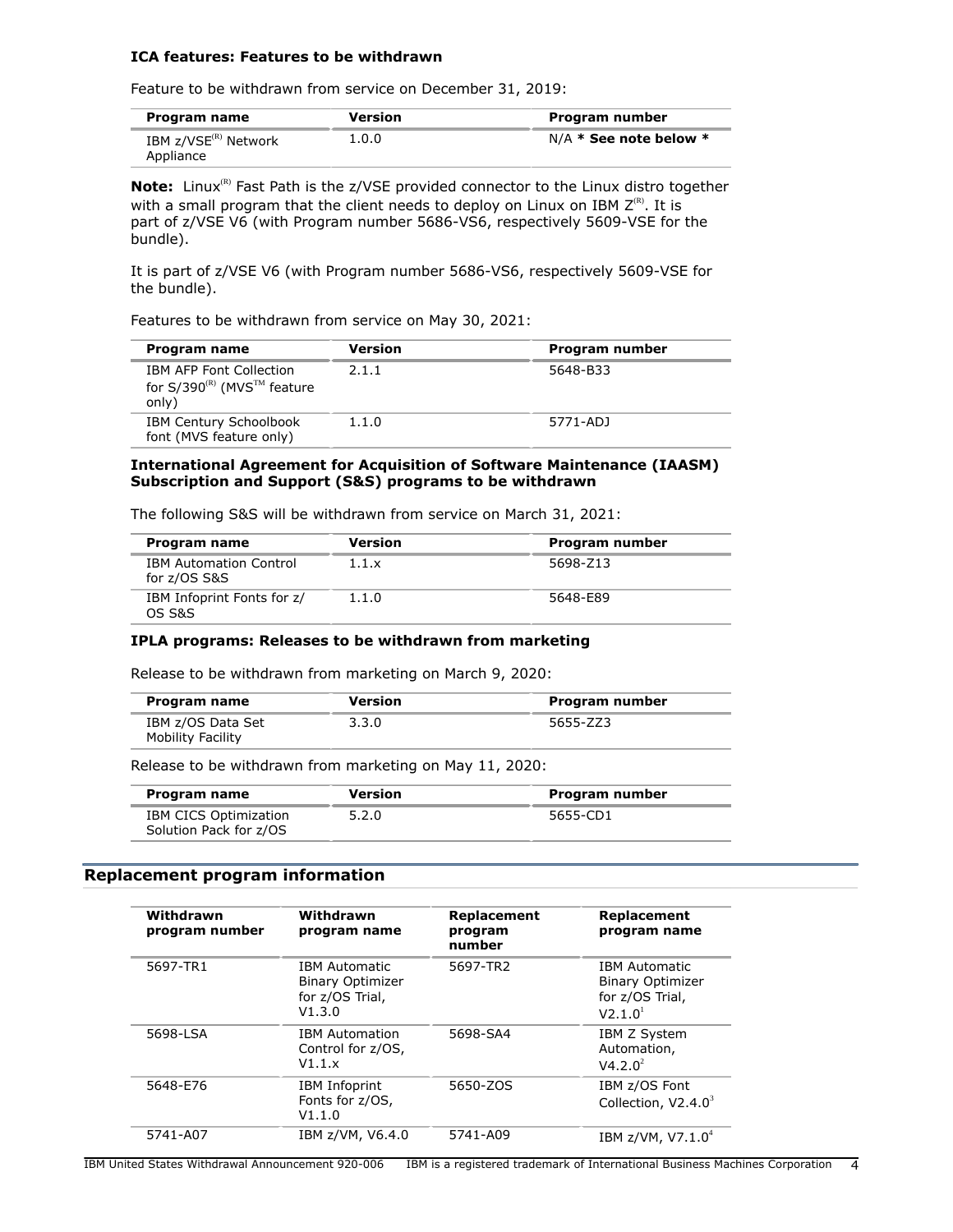### ICA features: Features to be withdrawn

Feature to be withdrawn from service on December 31, 2019:

| Program name | Version | Program number |
|---|---|---|
| IBM z/VSE(R) Network Appliance | 1.0.0 | N/A **\* See note below \*** |

**Note:** Linux(R) Fast Path is the z/VSE provided connector to the Linux distro together with a small program that the client needs to deploy on Linux on IBM Z(R). It is part of z/VSE V6 (with Program number 5686-VS6, respectively 5609-VSE for the bundle).

It is part of z/VSE V6 (with Program number 5686-VS6, respectively 5609-VSE for the bundle).

Features to be withdrawn from service on May 30, 2021:

| Program name | Version | Program number |
|---|---|---|
| IBM AFP Font Collection for S/390(R) (MVS(TM) feature only) | 2.1.1 | 5648-B33 |
| IBM Century Schoolbook font (MVS feature only) | 1.1.0 | 5771-ADJ |

### International Agreement for Acquisition of Software Maintenance (IAASM) Subscription and Support (S&S) programs to be withdrawn

The following S&S will be withdrawn from service on March 31, 2021:

| Program name | Version | Program number |
|---|---|---|
| IBM Automation Control for z/OS S&S | 1.1.x | 5698-Z13 |
| IBM Infoprint Fonts for z/OS S&S | 1.1.0 | 5648-E89 |

### IPLA programs: Releases to be withdrawn from marketing

Release to be withdrawn from marketing on March 9, 2020:

| Program name | Version | Program number |
|---|---|---|
| IBM z/OS Data Set Mobility Facility | 3.3.0 | 5655-ZZ3 |

Release to be withdrawn from marketing on May 11, 2020:

| Program name | Version | Program number |
|---|---|---|
| IBM CICS Optimization Solution Pack for z/OS | 5.2.0 | 5655-CD1 |

## Replacement program information

| Withdrawn program number | Withdrawn program name | Replacement program number | Replacement program name |
|---|---|---|---|
| 5697-TR1 | IBM Automatic Binary Optimizer for z/OS Trial, V1.3.0 | 5697-TR2 | IBM Automatic Binary Optimizer for z/OS Trial, V2.1.0[1] |
| 5698-LSA | IBM Automation Control for z/OS, V1.1.x | 5698-SA4 | IBM Z System Automation, V4.2.0[2] |
| 5648-E76 | IBM Infoprint Fonts for z/OS, V1.1.0 | 5650-ZOS | IBM z/OS Font Collection, V2.4.0[3] |
| 5741-A07 | IBM z/VM, V6.4.0 | 5741-A09 | IBM z/VM, V7.1.0[4] |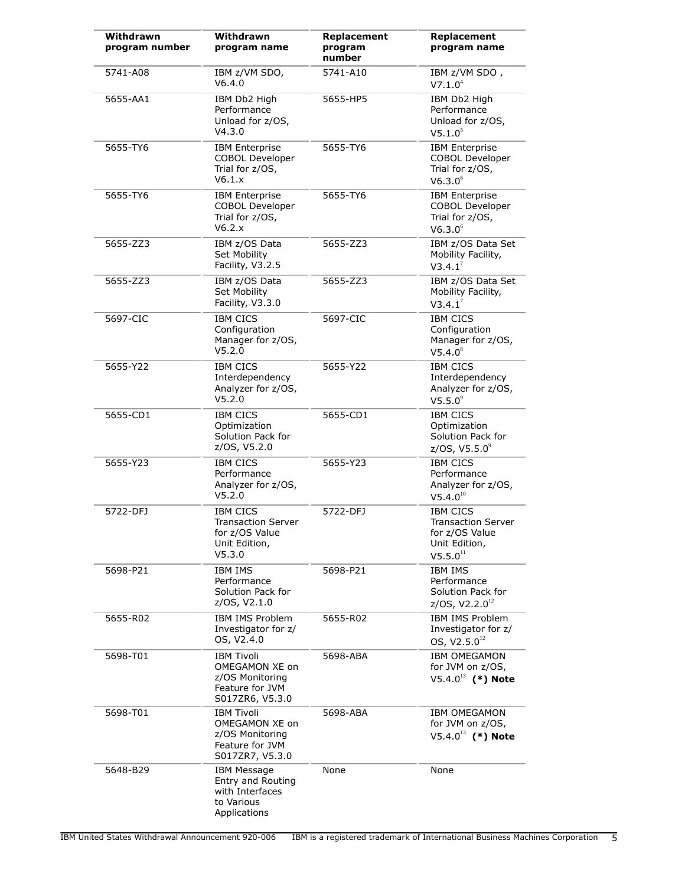| Withdrawn program number | Withdrawn program name | Replacement program number | Replacement program name |
|---|---|---|---|
| 5741-A08 | IBM z/VM SDO, V6.4.0 | 5741-A10 | IBM z/VM SDO , V7.1.0[4] |
| 5655-AA1 | IBM Db2 High Performance Unload for z/OS, V4.3.0 | 5655-HP5 | IBM Db2 High Performance Unload for z/OS, V5.1.0[5] |
| 5655-TY6 | IBM Enterprise COBOL Developer Trial for z/OS, V6.1.x | 5655-TY6 | IBM Enterprise COBOL Developer Trial for z/OS, V6.3.0[6] |
| 5655-TY6 | IBM Enterprise COBOL Developer Trial for z/OS, V6.2.x | 5655-TY6 | IBM Enterprise COBOL Developer Trial for z/OS, V6.3.0[6] |
| 5655-ZZ3 | IBM z/OS Data Set Mobility Facility, V3.2.5 | 5655-ZZ3 | IBM z/OS Data Set Mobility Facility, V3.4.1[7] |
| 5655-ZZ3 | IBM z/OS Data Set Mobility Facility, V3.3.0 | 5655-ZZ3 | IBM z/OS Data Set Mobility Facility, V3.4.1[7] |
| 5697-CIC | IBM CICS Configuration Manager for z/OS, V5.2.0 | 5697-CIC | IBM CICS Configuration Manager for z/OS, V5.4.0[8] |
| 5655-Y22 | IBM CICS Interdependency Analyzer for z/OS, V5.2.0 | 5655-Y22 | IBM CICS Interdependency Analyzer for z/OS, V5.5.0[9] |
| 5655-CD1 | IBM CICS Optimization Solution Pack for z/OS, V5.2.0 | 5655-CD1 | IBM CICS Optimization Solution Pack for z/OS, V5.5.0[9] |
| 5655-Y23 | IBM CICS Performance Analyzer for z/OS, V5.2.0 | 5655-Y23 | IBM CICS Performance Analyzer for z/OS, V5.4.0[10] |
| 5722-DFJ | IBM CICS Transaction Server for z/OS Value Unit Edition, V5.3.0 | 5722-DFJ | IBM CICS Transaction Server for z/OS Value Unit Edition, V5.5.0[11] |
| 5698-P21 | IBM IMS Performance Solution Pack for z/OS, V2.1.0 | 5698-P21 | IBM IMS Performance Solution Pack for z/OS, V2.2.0[12] |
| 5655-R02 | IBM IMS Problem Investigator for z/OS, V2.4.0 | 5655-R02 | IBM IMS Problem Investigator for z/OS, V2.5.0[12] |
| 5698-T01 | IBM Tivoli OMEGAMON XE on z/OS Monitoring Feature for JVM S017ZR6, V5.3.0 | 5698-ABA | IBM OMEGAMON for JVM on z/OS, V5.4.0[13] **(*) Note** |
| 5698-T01 | IBM Tivoli OMEGAMON XE on z/OS Monitoring Feature for JVM S017ZR7, V5.3.0 | 5698-ABA | IBM OMEGAMON for JVM on z/OS, V5.4.0[13] **(*) Note** |
| 5648-B29 | IBM Message Entry and Routing with Interfaces to Various Applications | None | None |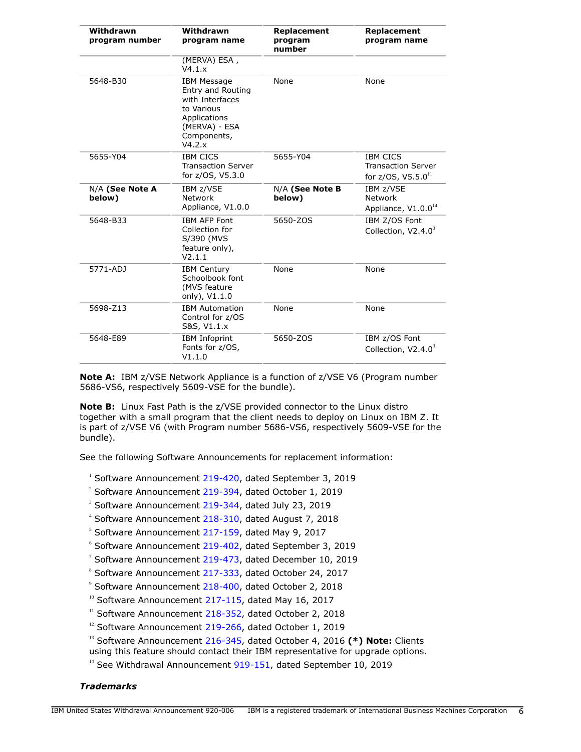| Withdrawn program number | Withdrawn program name | Replacement program number | Replacement program name |
|---|---|---|---|
| | (MERVA) ESA , V4.1.x | | |
| 5648-B30 | IBM Message Entry and Routing with Interfaces to Various Applications (MERVA) - ESA Components, V4.2.x | None | None |
| 5655-Y04 | IBM CICS Transaction Server for z/OS, V5.3.0 | 5655-Y04 | IBM CICS Transaction Server for z/OS, V5.5.0[11] |
| N/A **(See Note A below)** | IBM z/VSE Network Appliance, V1.0.0 | N/A **(See Note B below)** | IBM z/VSE Network Appliance, V1.0.0[14] |
| 5648-B33 | IBM AFP Font Collection for S/390 (MVS feature only), V2.1.1 | 5650-ZOS | IBM Z/OS Font Collection, V2.4.0[3] |
| 5771-ADJ | IBM Century Schoolbook font (MVS feature only), V1.1.0 | None | None |
| 5698-Z13 | IBM Automation Control for z/OS S&S, V1.1.x | None | None |
| 5648-E89 | IBM Infoprint Fonts for z/OS, V1.1.0 | 5650-ZOS | IBM z/OS Font Collection, V2.4.0[3] |

**Note A:** IBM z/VSE Network Appliance is a function of z/VSE V6 (Program number 5686-VS6, respectively 5609-VSE for the bundle).

**Note B:** Linux Fast Path is the z/VSE provided connector to the Linux distro together with a small program that the client needs to deploy on Linux on IBM Z. It is part of z/VSE V6 (with Program number 5686-VS6, respectively 5609-VSE for the bundle).

See the following Software Announcements for replacement information:

[1] Software Announcement 219-420, dated September 3, 2019

[2] Software Announcement 219-394, dated October 1, 2019

[3] Software Announcement 219-344, dated July 23, 2019

[4] Software Announcement 218-310, dated August 7, 2018

[5] Software Announcement 217-159, dated May 9, 2017

[6] Software Announcement 219-402, dated September 3, 2019

[7] Software Announcement 219-473, dated December 10, 2019

[8] Software Announcement 217-333, dated October 24, 2017

[9] Software Announcement 218-400, dated October 2, 2018

[10] Software Announcement 217-115, dated May 16, 2017

[11] Software Announcement 218-352, dated October 2, 2018

[12] Software Announcement 219-266, dated October 1, 2019

[13] Software Announcement 216-345, dated October 4, 2016 **(*) Note:** Clients using this feature should contact their IBM representative for upgrade options.

[14] See Withdrawal Announcement 919-151, dated September 10, 2019

***Trademarks***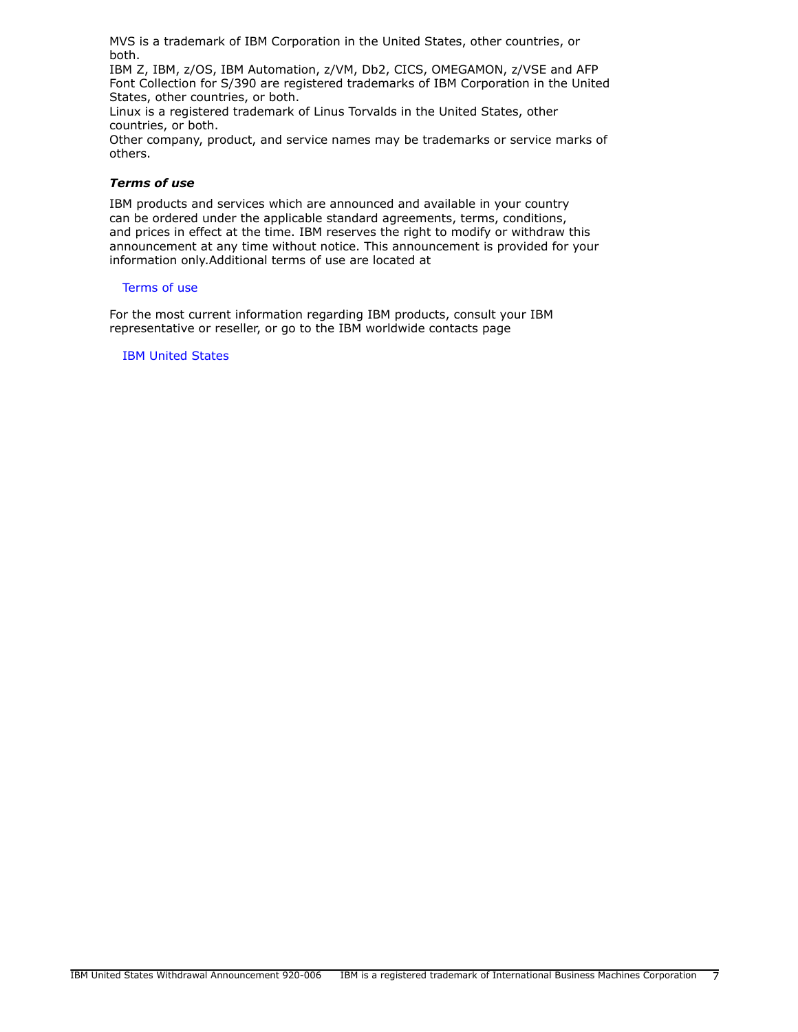MVS is a trademark of IBM Corporation in the United States, other countries, or both.

IBM Z, IBM, z/OS, IBM Automation, z/VM, Db2, CICS, OMEGAMON, z/VSE and AFP Font Collection for S/390 are registered trademarks of IBM Corporation in the United States, other countries, or both.

Linux is a registered trademark of Linus Torvalds in the United States, other countries, or both.

Other company, product, and service names may be trademarks or service marks of others.

### *Terms of use*

IBM products and services which are announced and available in your country can be ordered under the applicable standard agreements, terms, conditions, and prices in effect at the time. IBM reserves the right to modify or withdraw this announcement at any time without notice. This announcement is provided for your information only.Additional terms of use are located at

Terms of use

For the most current information regarding IBM products, consult your IBM representative or reseller, or go to the IBM worldwide contacts page

IBM United States